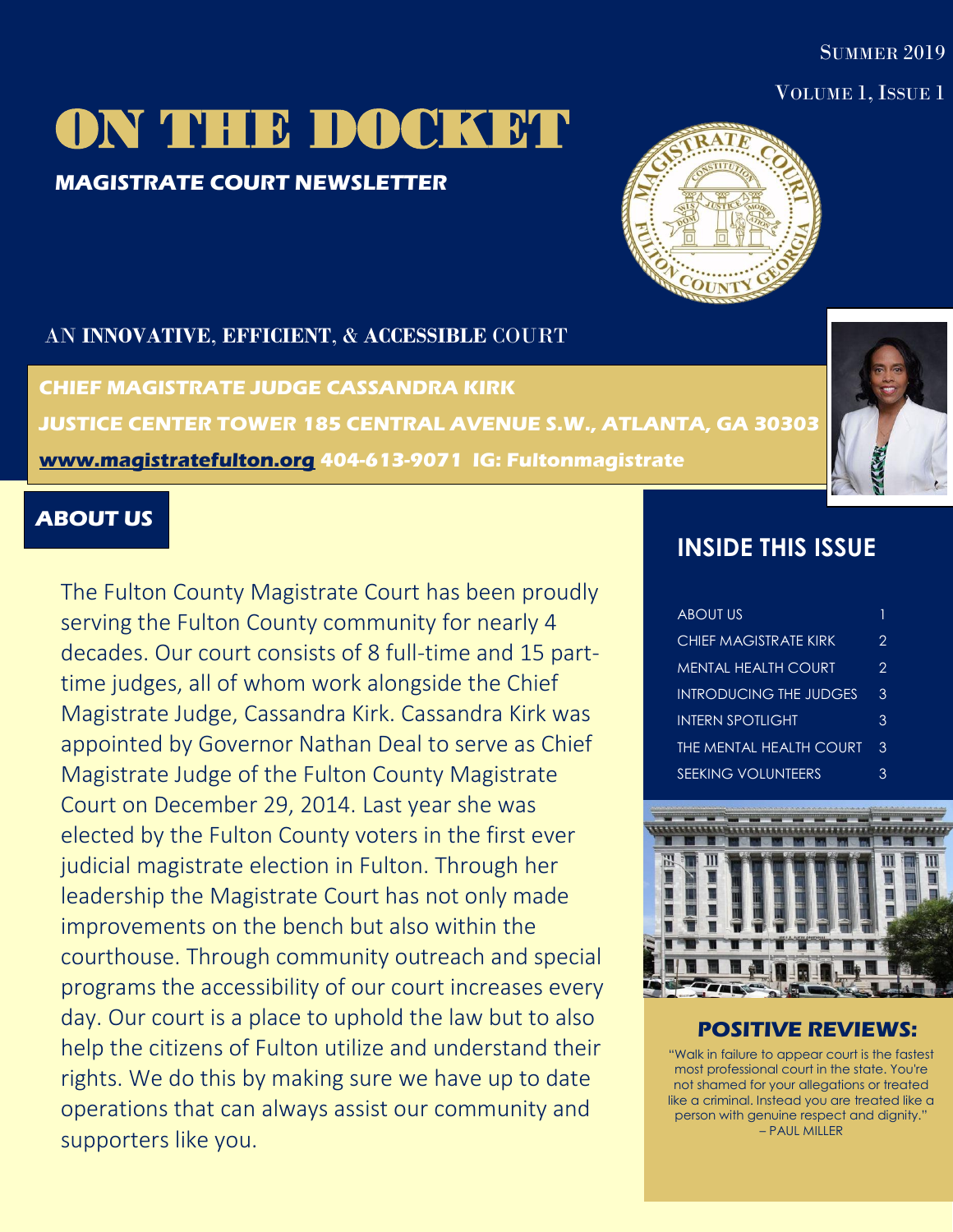Summer 2019

Volume 1, Issue 1

# ON THE DOCKET

**MAGISTRATE COURT NEWSLETTER**

AN **INNOVATIVE**, **EFFICIENT**, & **ACCESSIBLE** COURT

**CHIEF MAGISTRATE JUDGE CASSANDRA KIRK**

**JUSTICE CENTER TOWER 185 CENTRAL AVENUE S.W., ATLANTA, GA 30303**

**www.magistratefulton.org 404-613-9071 IG: Fultonmagistrate**

## ABOUT US

The Fulton County Magistrate Court has been proudly serving the Fulton County community for nearly 4 decades. Our court consists of 8 full-time and 15 part-time judges, all of whom work alongside the Chief Magistrate Judge, Cassandra Kirk. Cassandra Kirk was appointed by Governor Nathan Deal to serve as Chief Magistrate Judge of the Fulton County Magistrate Court on December 29, 2014. Last year she was elected by the Fulton County voters in the first ever judicial magistrate election in Fulton. Through her leadership the Magistrate Court has not only made improvements on the bench but also within the courthouse. Through community outreach and special programs the accessibility of our court increases every day. Our court is a place to uphold the law but to also help the citizens of Fulton utilize and understand their rights. We do this by making sure we have up to date operations that can always assist our community and supporters like you.

## INSIDE THIS ISSUE

| | |
|---|---|
| ABOUT US | 1 |
| CHIEF MAGISTRATE KIRK | 2 |
| MENTAL HEALTH COURT | 2 |
| INTRODUCING THE JUDGES | 3 |
| INTERN SPOTLIGHT | 3 |
| THE MENTAL HEALTH COURT | 3 |
| SEEKING VOLUNTEERS | 3 |

## POSITIVE REVIEWS:

"Walk in failure to appear court is the fastest most professional court in the state. You're not shamed for your allegations or treated like a criminal. Instead you are treated like a person with genuine respect and dignity."
– PAUL MILLER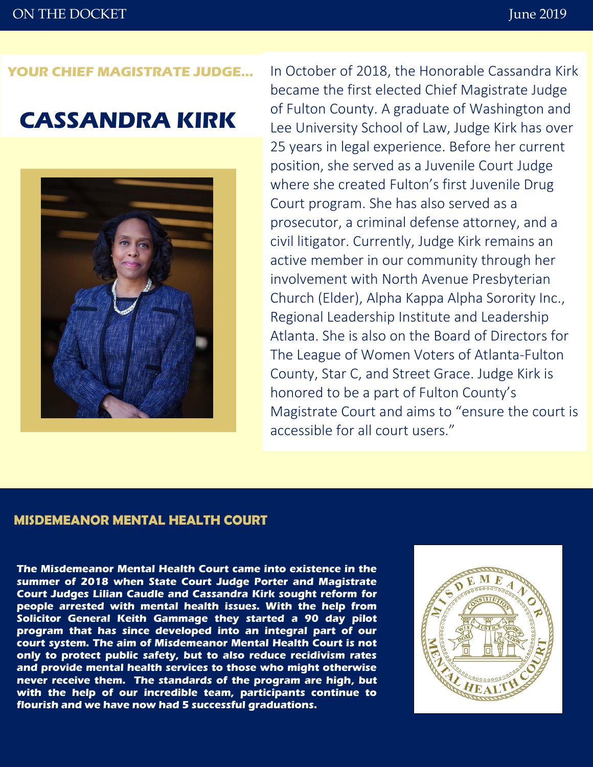## YOUR CHIEF MAGISTRATE JUDGE...

# CASSANDRA KIRK

In October of 2018, the Honorable Cassandra Kirk became the first elected Chief Magistrate Judge of Fulton County. A graduate of Washington and Lee University School of Law, Judge Kirk has over 25 years in legal experience. Before her current position, she served as a Juvenile Court Judge where she created Fulton's first Juvenile Drug Court program. She has also served as a prosecutor, a criminal defense attorney, and a civil litigator. Currently, Judge Kirk remains an active member in our community through her involvement with North Avenue Presbyterian Church (Elder), Alpha Kappa Alpha Sorority Inc., Regional Leadership Institute and Leadership Atlanta. She is also on the Board of Directors for The League of Women Voters of Atlanta-Fulton County, Star C, and Street Grace. Judge Kirk is honored to be a part of Fulton County's Magistrate Court and aims to "ensure the court is accessible for all court users."

## MISDEMEANOR MENTAL HEALTH COURT

**The Misdemeanor Mental Health Court came into existence in the summer of 2018 when State Court Judge Porter and Magistrate Court Judges Lilian Caudle and Cassandra Kirk sought reform for people arrested with mental health issues. With the help from Solicitor General Keith Gammage they started a 90 day pilot program that has since developed into an integral part of our court system. The aim of Misdemeanor Mental Health Court is not only to protect public safety, but to also reduce recidivism rates and provide mental health services to those who might otherwise never receive them. The standards of the program are high, but with the help of our incredible team, participants continue to flourish and we have now had 5 successful graduations.**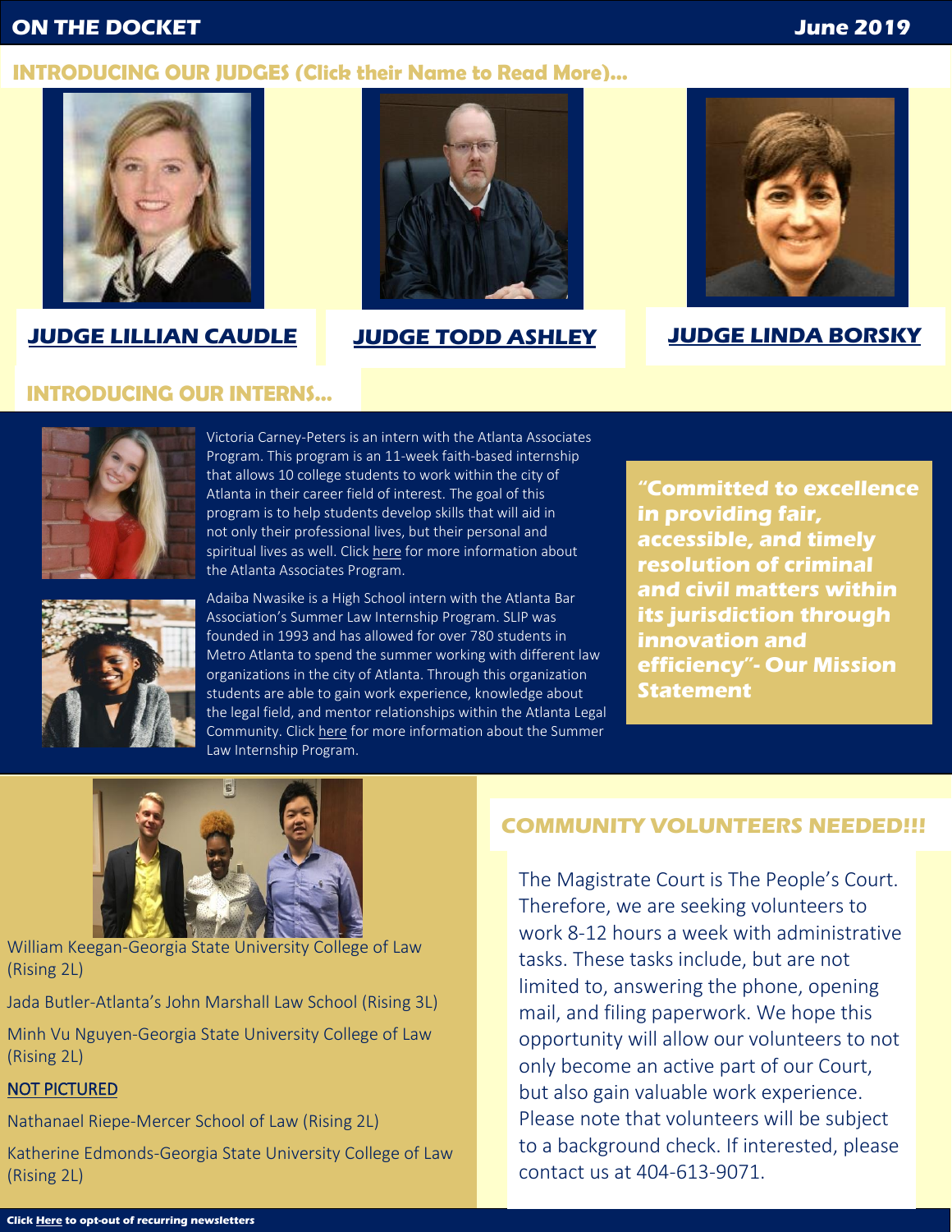# ON THE DOCKET

June 2019

## INTRODUCING OUR JUDGES (Click their Name to Read More)...

**JUDGE LILLIAN CAUDLE**

**JUDGE TODD ASHLEY**

**JUDGE LINDA BORSKY**

## INTRODUCING OUR INTERNS...

Victoria Carney-Peters is an intern with the Atlanta Associates Program. This program is an 11-week faith-based internship that allows 10 college students to work within the city of Atlanta in their career field of interest. The goal of this program is to help students develop skills that will aid in not only their professional lives, but their personal and spiritual lives as well. Click here for more information about the Atlanta Associates Program.

Adaiba Nwasike is a High School intern with the Atlanta Bar Association's Summer Law Internship Program. SLIP was founded in 1993 and has allowed for over 780 students in Metro Atlanta to spend the summer working with different law organizations in the city of Atlanta. Through this organization students are able to gain work experience, knowledge about the legal field, and mentor relationships within the Atlanta Legal Community. Click here for more information about the Summer Law Internship Program.

**"Committed to excellence in providing fair, accessible, and timely resolution of criminal and civil matters within its jurisdiction through innovation and efficiency"- Our Mission Statement**

William Keegan-Georgia State University College of Law (Rising 2L)

Jada Butler-Atlanta's John Marshall Law School (Rising 3L)

Minh Vu Nguyen-Georgia State University College of Law (Rising 2L)

NOT PICTURED

Nathanael Riepe-Mercer School of Law (Rising 2L)

Katherine Edmonds-Georgia State University College of Law (Rising 2L)

## COMMUNITY VOLUNTEERS NEEDED!!!

The Magistrate Court is The People's Court. Therefore, we are seeking volunteers to work 8-12 hours a week with administrative tasks. These tasks include, but are not limited to, answering the phone, opening mail, and filing paperwork. We hope this opportunity will allow our volunteers to not only become an active part of our Court, but also gain valuable work experience. Please note that volunteers will be subject to a background check. If interested, please contact us at 404-613-9071.

**Click Here to opt-out of recurring newsletters**